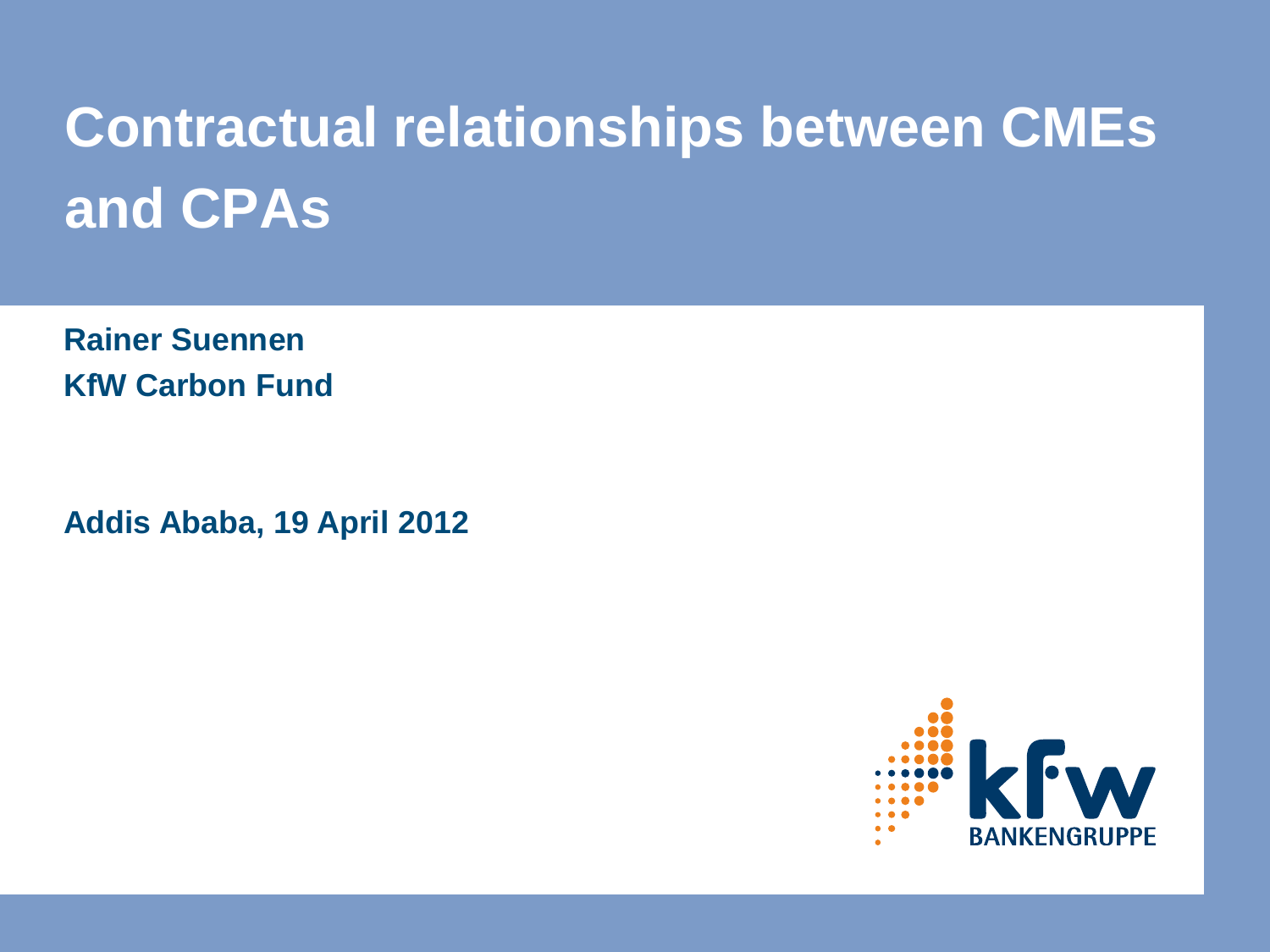# Contractual relationships between CMEs and CPAs

**Rainer Suennen**
**KfW Carbon Fund**

**Addis Ababa, 19 April 2012**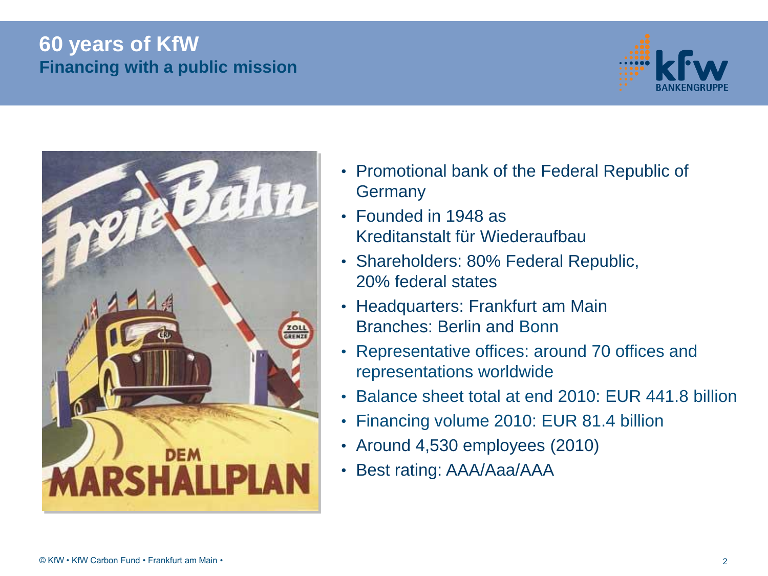# 60 years of KfW

## Financing with a public mission

- Promotional bank of the Federal Republic of Germany
- Founded in 1948 as Kreditanstalt für Wiederaufbau
- Shareholders: 80% Federal Republic, 20% federal states
- Headquarters: Frankfurt am Main
  Branches: Berlin and Bonn
- Representative offices: around 70 offices and representations worldwide
- Balance sheet total at end 2010: EUR 441.8 billion
- Financing volume 2010: EUR 81.4 billion
- Around 4,530 employees (2010)
- Best rating: AAA/Aaa/AAA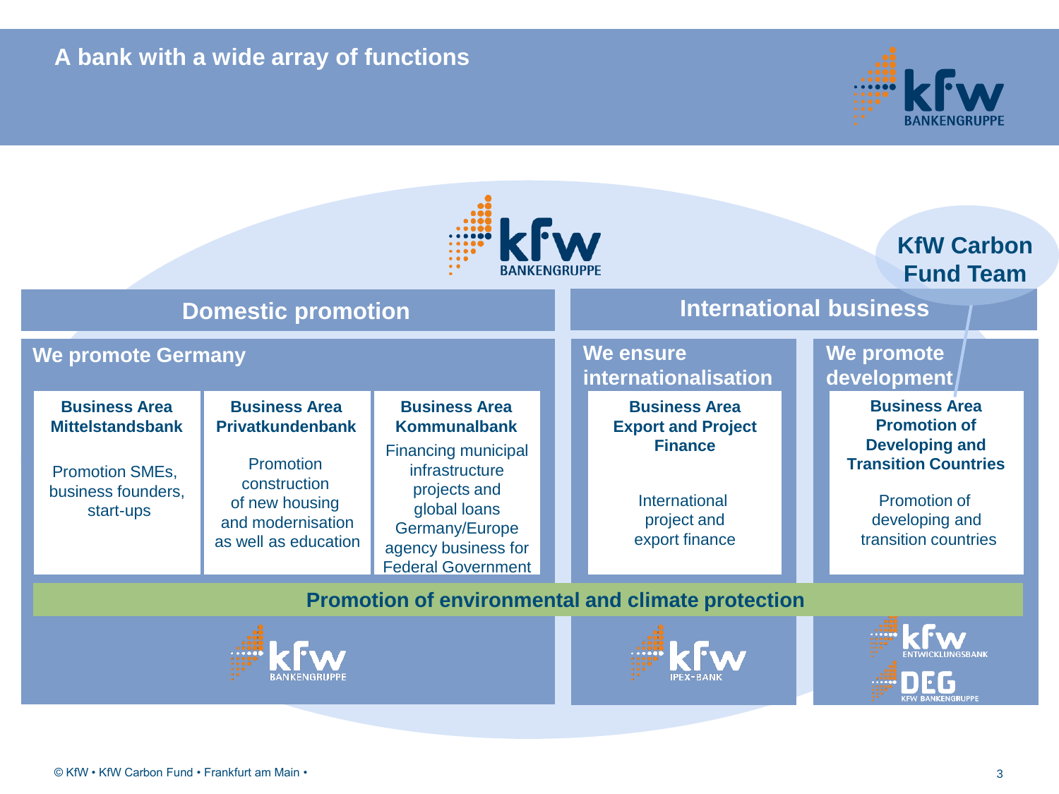# A bank with a wide array of functions

KfW Bankengruppe

KfW Carbon Fund Team

## Domestic promotion

### We promote Germany

**Business Area Mittelstandsbank**

Promotion SMEs, business founders, start-ups

**Business Area Privatkundenbank**

Promotion construction of new housing and modernisation as well as education

**Business Area Kommunalbank**

Financing municipal infrastructure projects and global loans Germany/Europe agency business for Federal Government

## International business

### We ensure internationalisation

**Business Area Export and Project Finance**

International project and export finance

### We promote development

**Business Area Promotion of Developing and Transition Countries**

Promotion of developing and transition countries

**Promotion of environmental and climate protection**

KfW Bankengruppe | KfW IPEX-Bank | KfW Entwicklungsbank, DEG KfW Bankengruppe

© KfW • KfW Carbon Fund • Frankfurt am Main •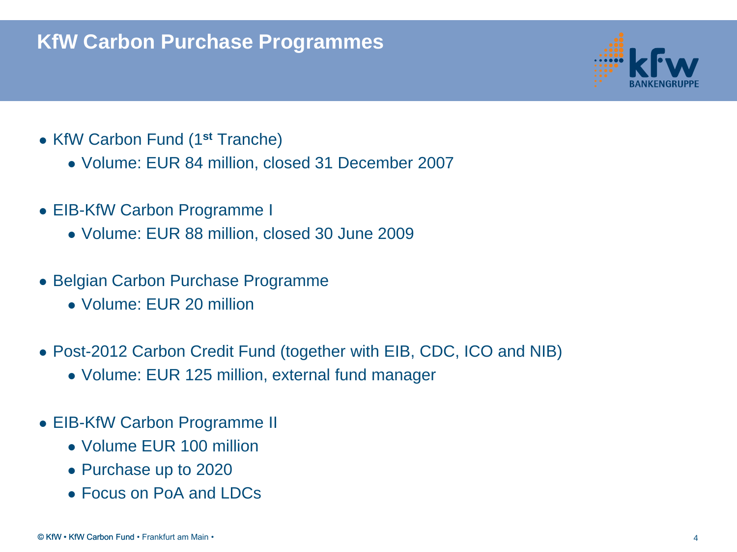# KfW Carbon Purchase Programmes

- KfW Carbon Fund (1st Tranche)
  - Volume: EUR 84 million, closed 31 December 2007
- EIB-KfW Carbon Programme I
  - Volume: EUR 88 million, closed 30 June 2009
- Belgian Carbon Purchase Programme
  - Volume: EUR 20 million
- Post-2012 Carbon Credit Fund (together with EIB, CDC, ICO and NIB)
  - Volume: EUR 125 million, external fund manager
- EIB-KfW Carbon Programme II
  - Volume EUR 100 million
  - Purchase up to 2020
  - Focus on PoA and LDCs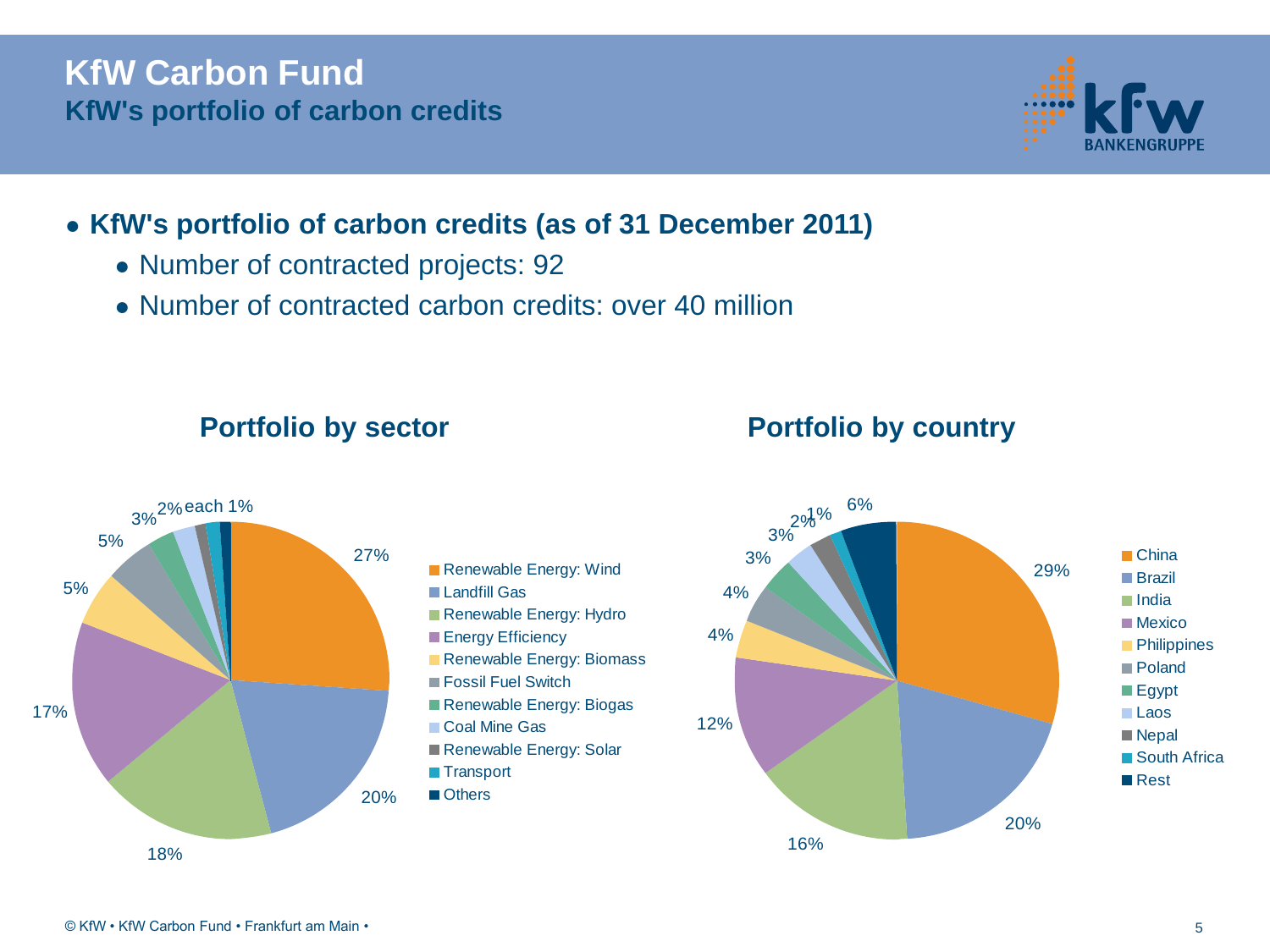# KfW Carbon Fund

## KfW's portfolio of carbon credits

- **KfW's portfolio of carbon credits (as of 31 December 2011)**
  - Number of contracted projects: 92
  - Number of contracted carbon credits: over 40 million

### Portfolio by sector

| Sector | Share |
| --- | --- |
| Renewable Energy: Wind | 27% |
| Landfill Gas | 20% |
| Renewable Energy: Hydro | 18% |
| Energy Efficiency | 17% |
| Renewable Energy: Biomass | 5% |
| Fossil Fuel Switch | 5% |
| Renewable Energy: Biogas | 3% |
| Coal Mine Gas | 2% |
| Renewable Energy: Solar | each 1% |
| Transport | each 1% |
| Others | each 1% |

### Portfolio by country

| Country | Share |
| --- | --- |
| China | 29% |
| Brazil | 20% |
| India | 16% |
| Mexico | 12% |
| Philippines | 4% |
| Poland | 4% |
| Egypt | 3% |
| Laos | 3% |
| Nepal | 2% |
| South Africa | 1% |
| Rest | 6% |

© KfW • KfW Carbon Fund • Frankfurt am Main •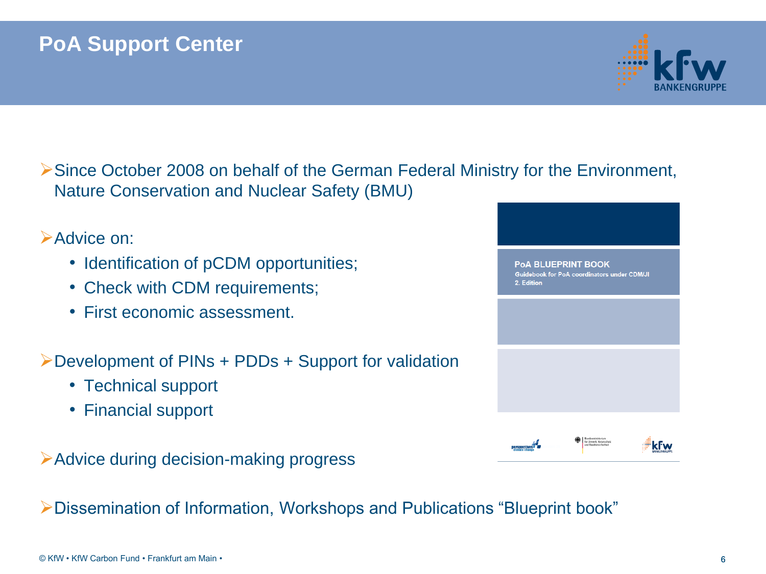# PoA Support Center

- Since October 2008 on behalf of the German Federal Ministry for the Environment, Nature Conservation and Nuclear Safety (BMU)

- Advice on:
  - Identification of pCDM opportunities;
  - Check with CDM requirements;
  - First economic assessment.

- Development of PINs + PDDs + Support for validation
  - Technical support
  - Financial support

- Advice during decision-making progress

- Dissemination of Information, Workshops and Publications "Blueprint book"

PoA BLUEPRINT BOOK
Guidebook for PoA coordinators under CDM/JI
2. Edition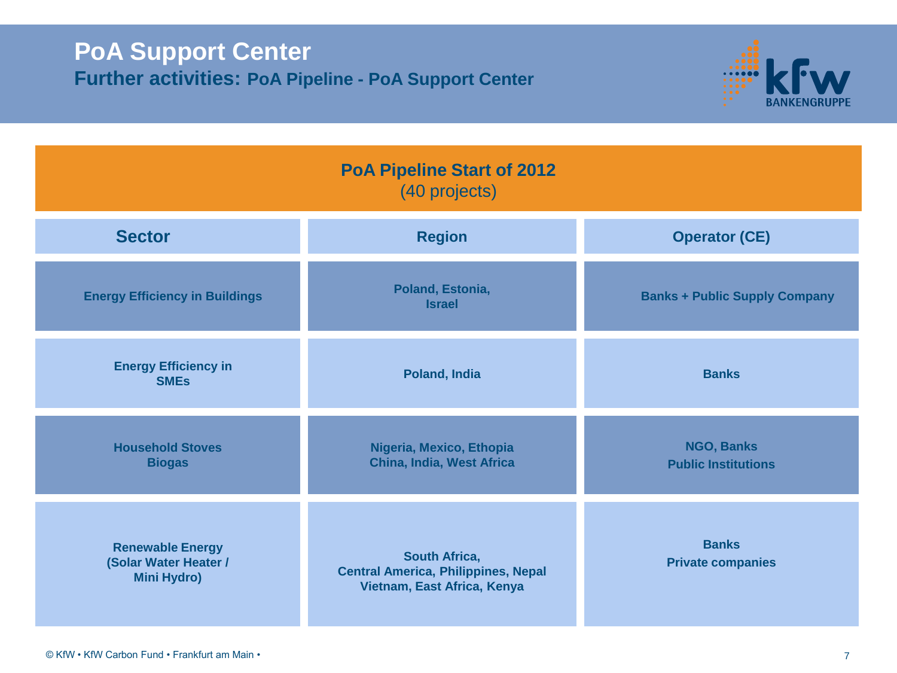# PoA Support Center

## Further activities: PoA Pipeline - PoA Support Center

### PoA Pipeline Start of 2012
(40 projects)

| Sector | Region | Operator (CE) |
|---|---|---|
| Energy Efficiency in Buildings | Poland, Estonia, Israel | Banks + Public Supply Company |
| Energy Efficiency in SMEs | Poland, India | Banks |
| Household Stoves Biogas | Nigeria, Mexico, Ethopia China, India, West Africa | NGO, Banks Public Institutions |
| Renewable Energy (Solar Water Heater / Mini Hydro) | South Africa, Central America, Philippines, Nepal Vietnam, East Africa, Kenya | Banks Private companies |

© KfW • KfW Carbon Fund • Frankfurt am Main •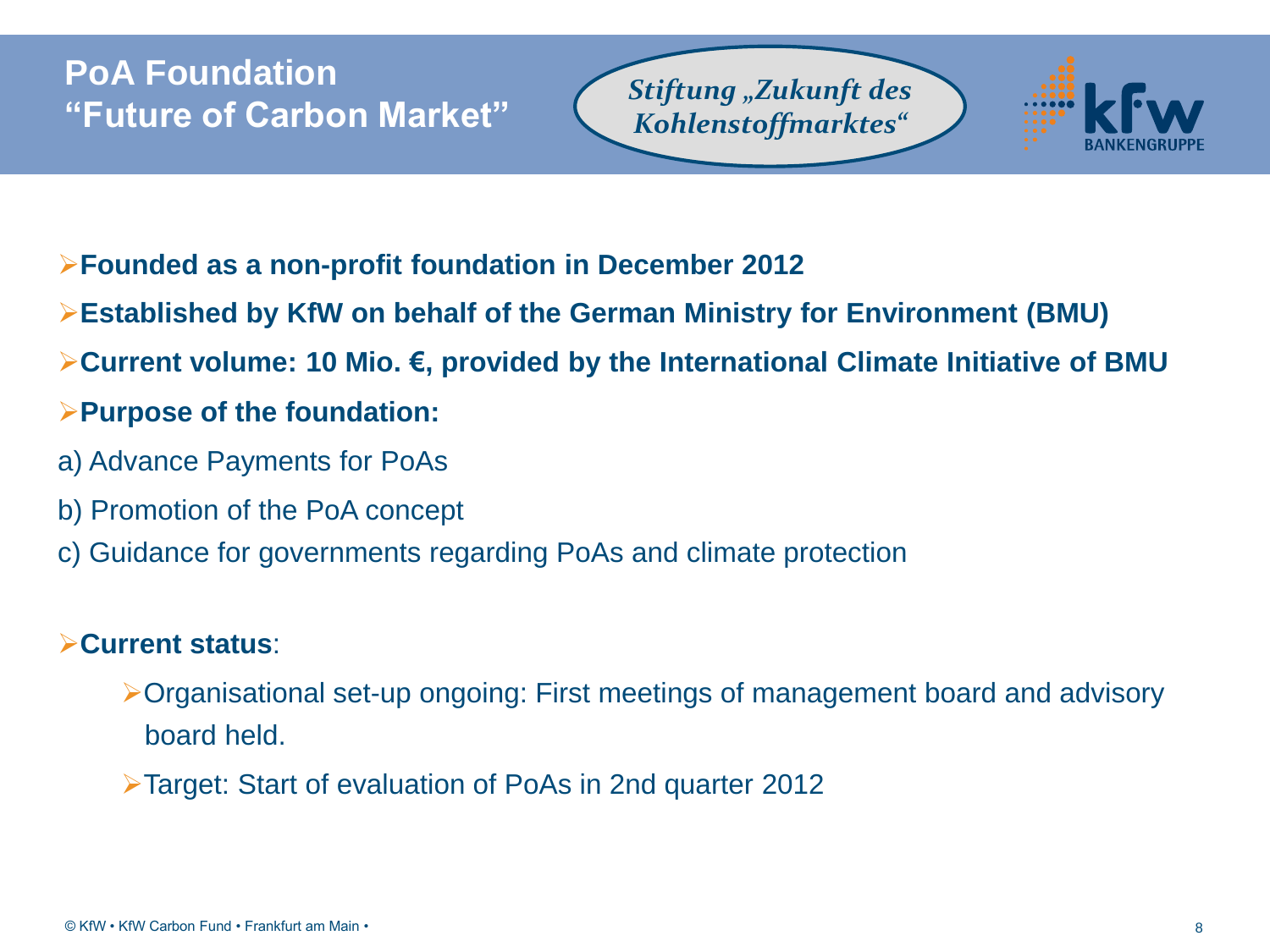# PoA Foundation "Future of Carbon Market"

*Stiftung „Zukunft des Kohlenstoffmarktes"*

- **Founded as a non-profit foundation in December 2012**
- **Established by KfW on behalf of the German Ministry for Environment (BMU)**
- **Current volume: 10 Mio. €, provided by the International Climate Initiative of BMU**
- **Purpose of the foundation:**

a) Advance Payments for PoAs

b) Promotion of the PoA concept

c) Guidance for governments regarding PoAs and climate protection

- **Current status**:
  - Organisational set-up ongoing: First meetings of management board and advisory board held.
  - Target: Start of evaluation of PoAs in 2nd quarter 2012

© KfW • KfW Carbon Fund • Frankfurt am Main •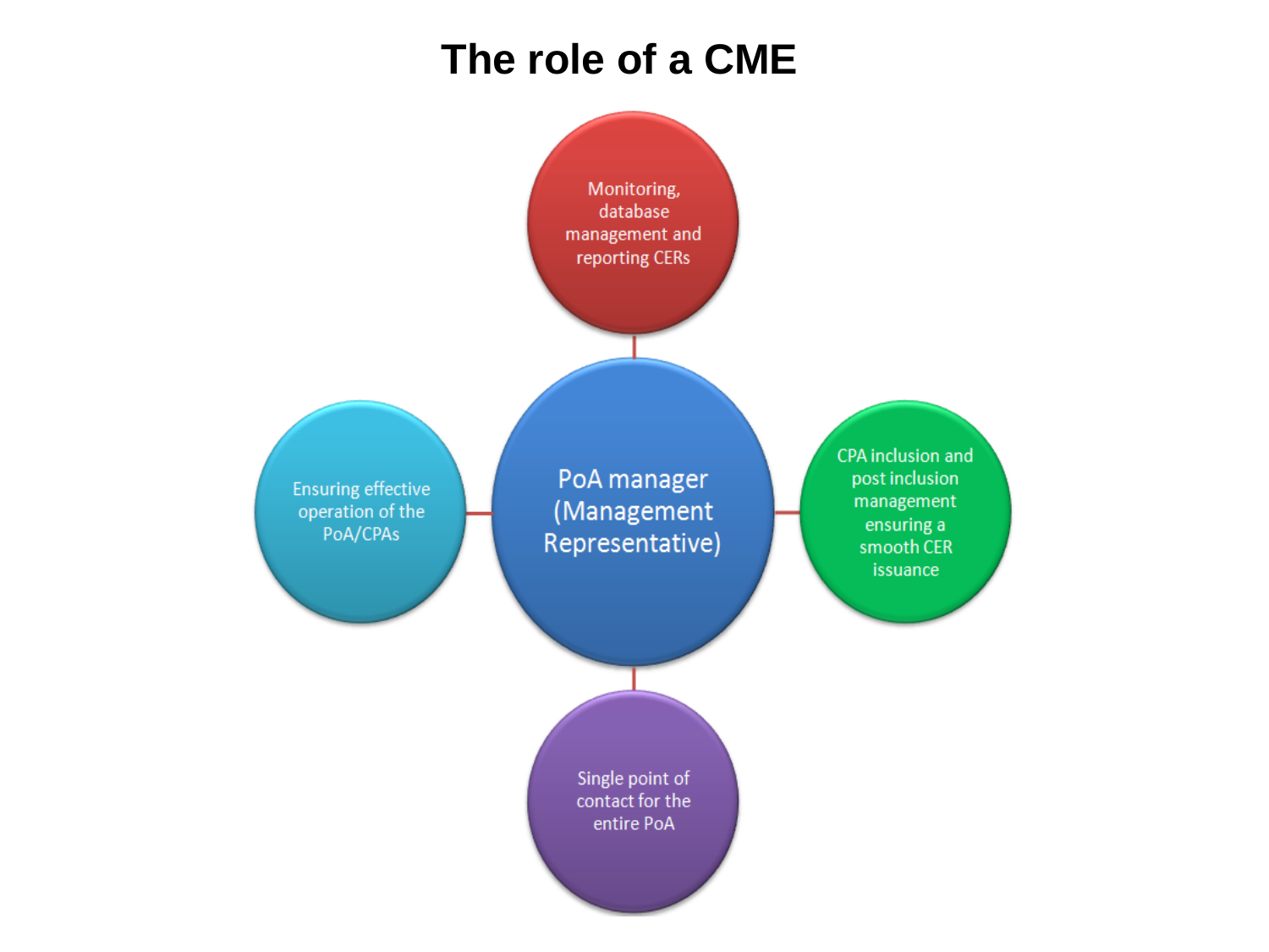# The role of a CME

PoA manager (Management Representative)

- Monitoring, database management and reporting CERs
- CPA inclusion and post inclusion management ensuring a smooth CER issuance
- Single point of contact for the entire PoA
- Ensuring effective operation of the PoA/CPAs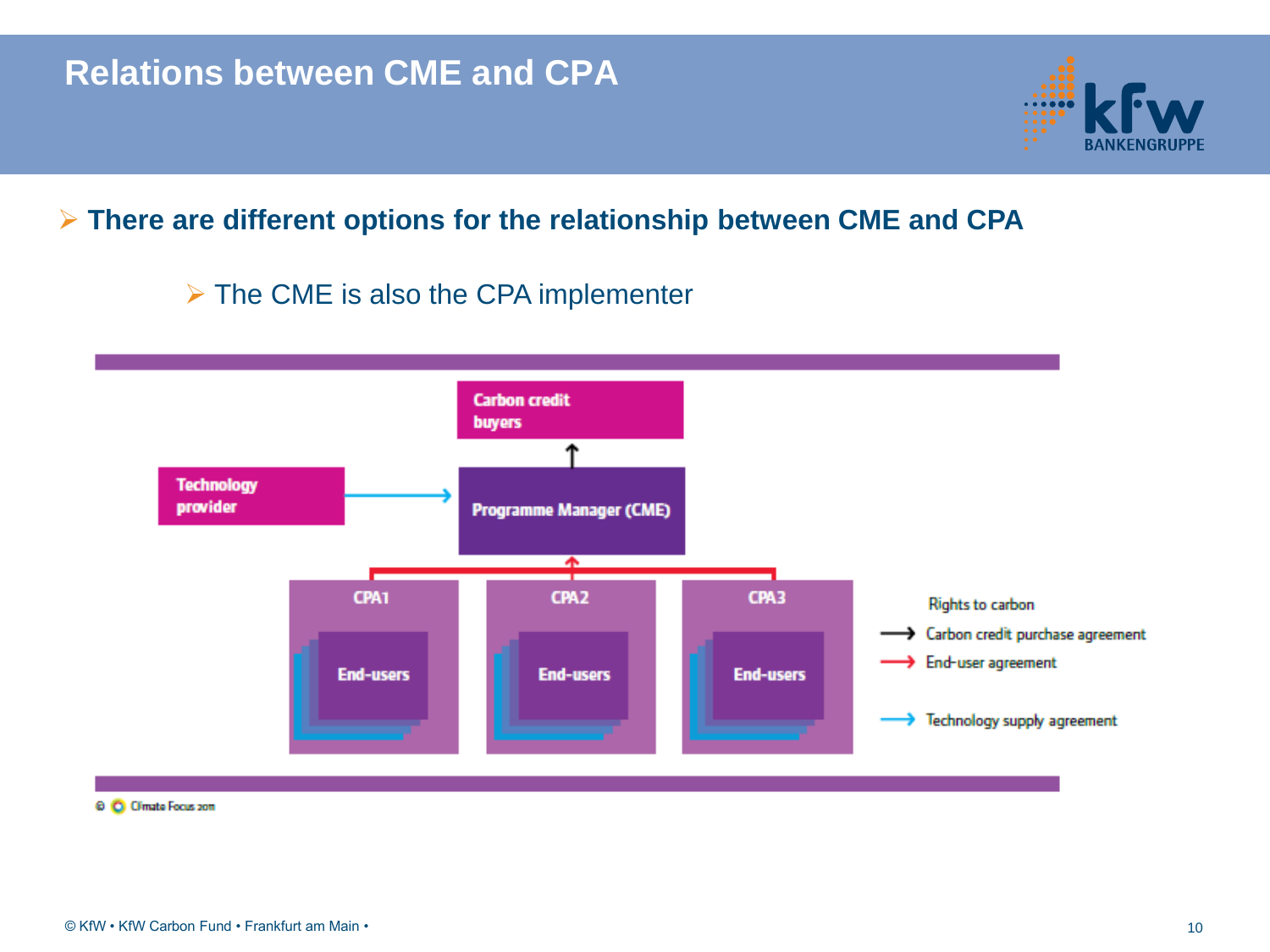# Relations between CME and CPA

- **There are different options for the relationship between CME and CPA**
  - The CME is also the CPA implementer

Carbon credit buyers

Technology provider

Programme Manager (CME)

CPA1 — End-users

CPA2 — End-users

CPA3 — End-users

Rights to carbon

- Carbon credit purchase agreement
- End-user agreement
- Technology supply agreement

© Climate Focus 2011

© KfW • KfW Carbon Fund • Frankfurt am Main •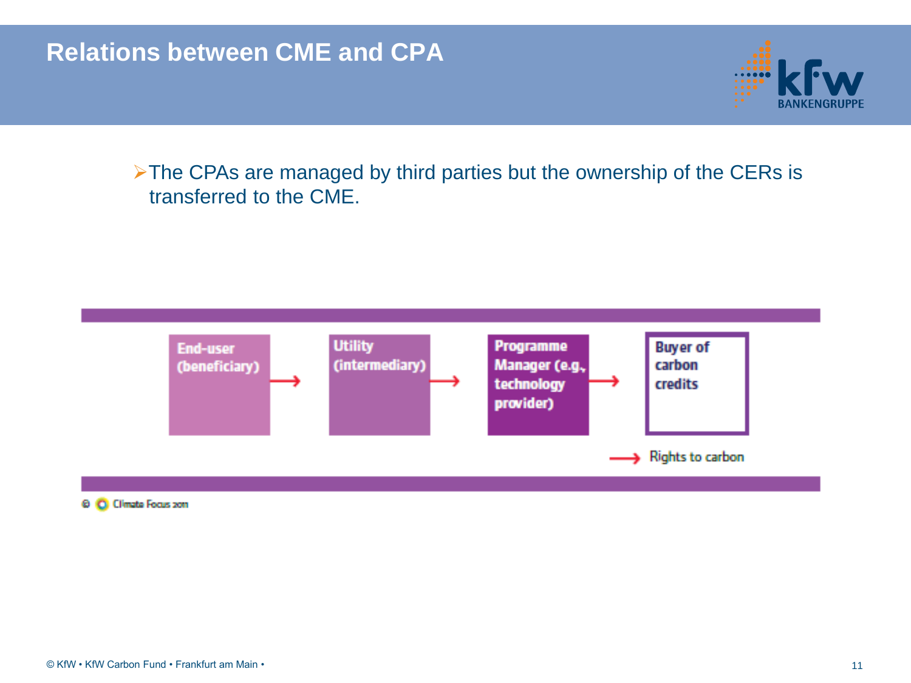# Relations between CME and CPA

- The CPAs are managed by third parties but the ownership of the CERs is transferred to the CME.

End-user (beneficiary) → Utility (intermediary) → Programme Manager (e.g., technology provider) → Buyer of carbon credits

→ Rights to carbon

© Climate Focus 2011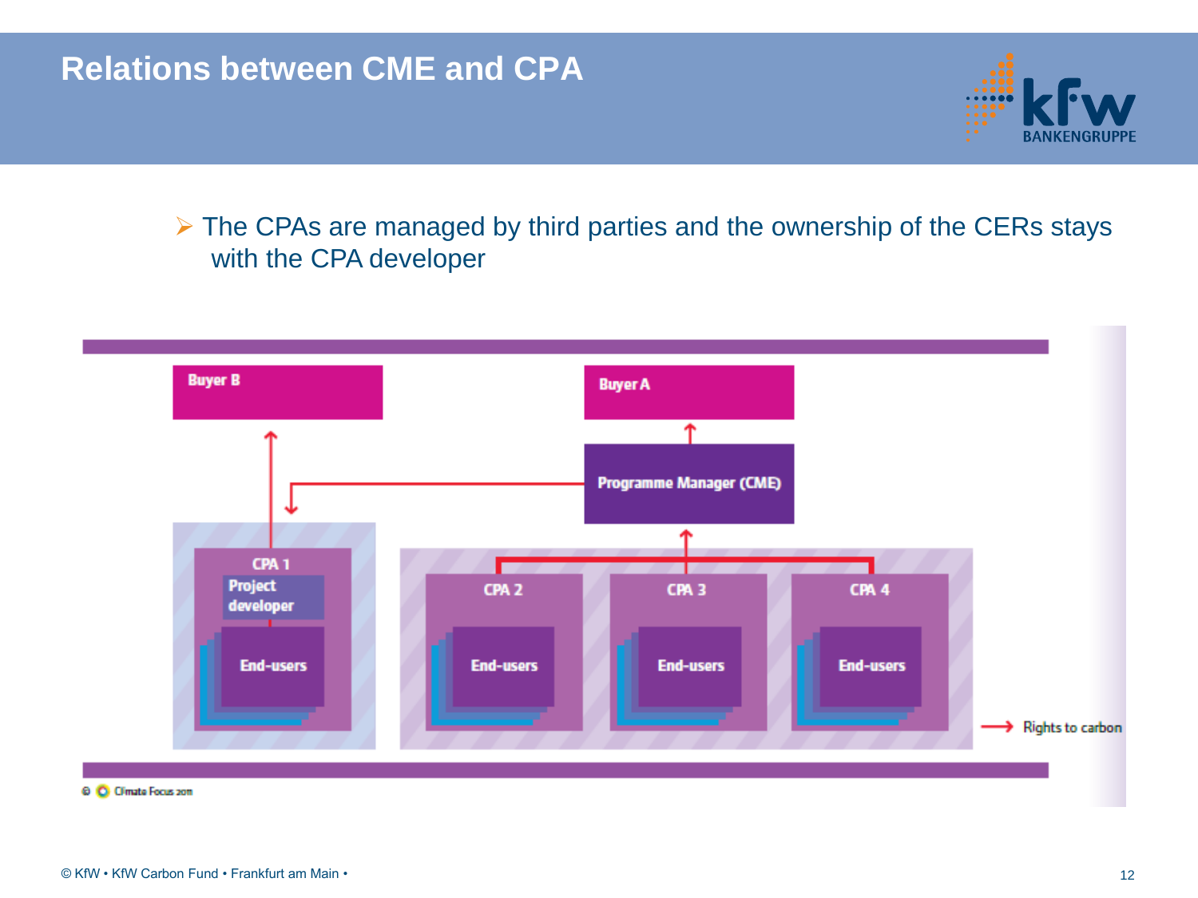# Relations between CME and CPA

- The CPAs are managed by third parties and the ownership of the CERs stays with the CPA developer

Buyer B

Buyer A

Programme Manager (CME)

CPA 1

Project developer

End-users

CPA 2

End-users

CPA 3

End-users

CPA 4

End-users

→ Rights to carbon

© Climate Focus 2011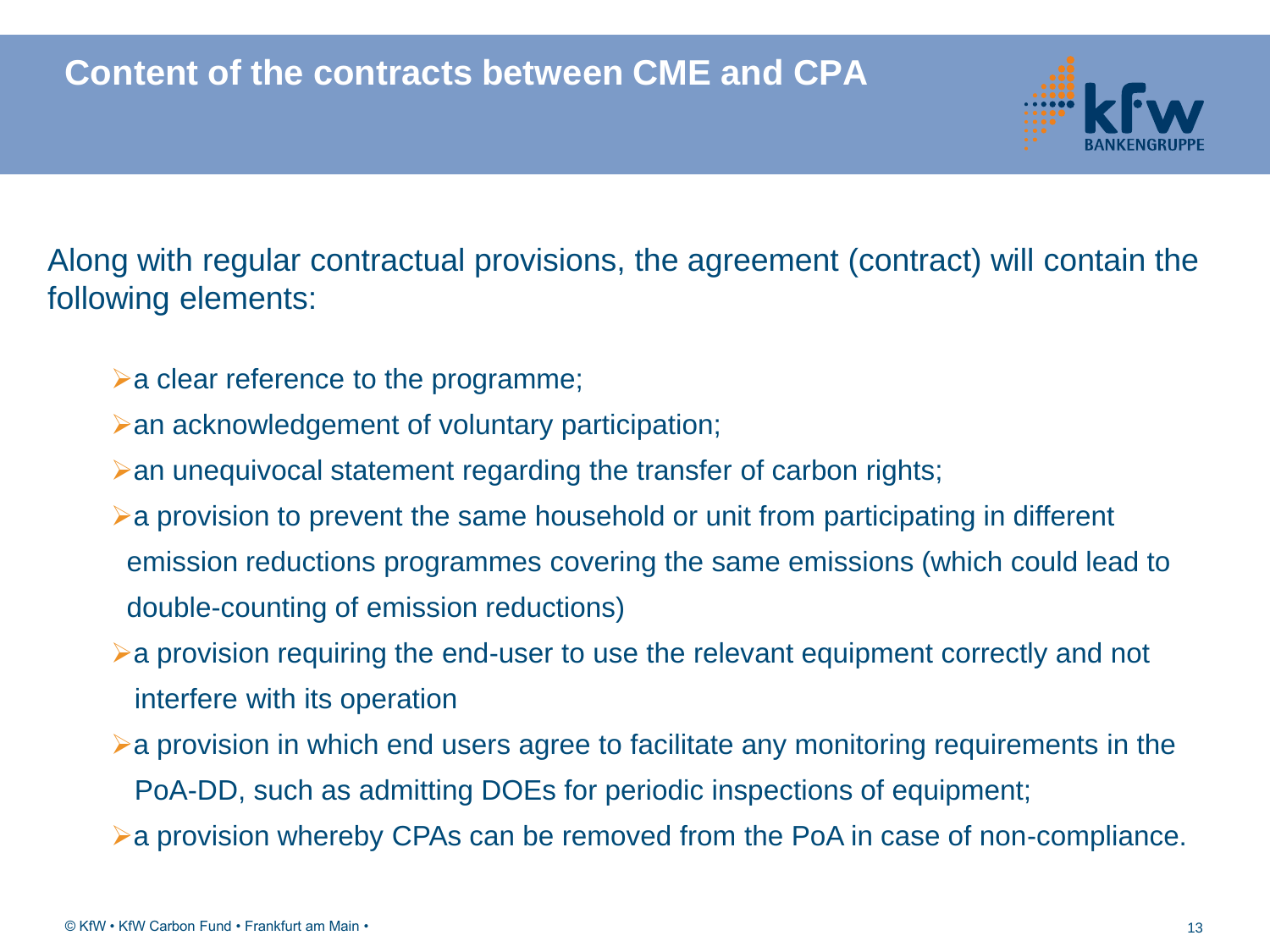# Content of the contracts between CME and CPA

Along with regular contractual provisions, the agreement (contract) will contain the following elements:

- a clear reference to the programme;
- an acknowledgement of voluntary participation;
- an unequivocal statement regarding the transfer of carbon rights;
- a provision to prevent the same household or unit from participating in different emission reductions programmes covering the same emissions (which could lead to double-counting of emission reductions)
- a provision requiring the end-user to use the relevant equipment correctly and not interfere with its operation
- a provision in which end users agree to facilitate any monitoring requirements in the PoA-DD, such as admitting DOEs for periodic inspections of equipment;
- a provision whereby CPAs can be removed from the PoA in case of non-compliance.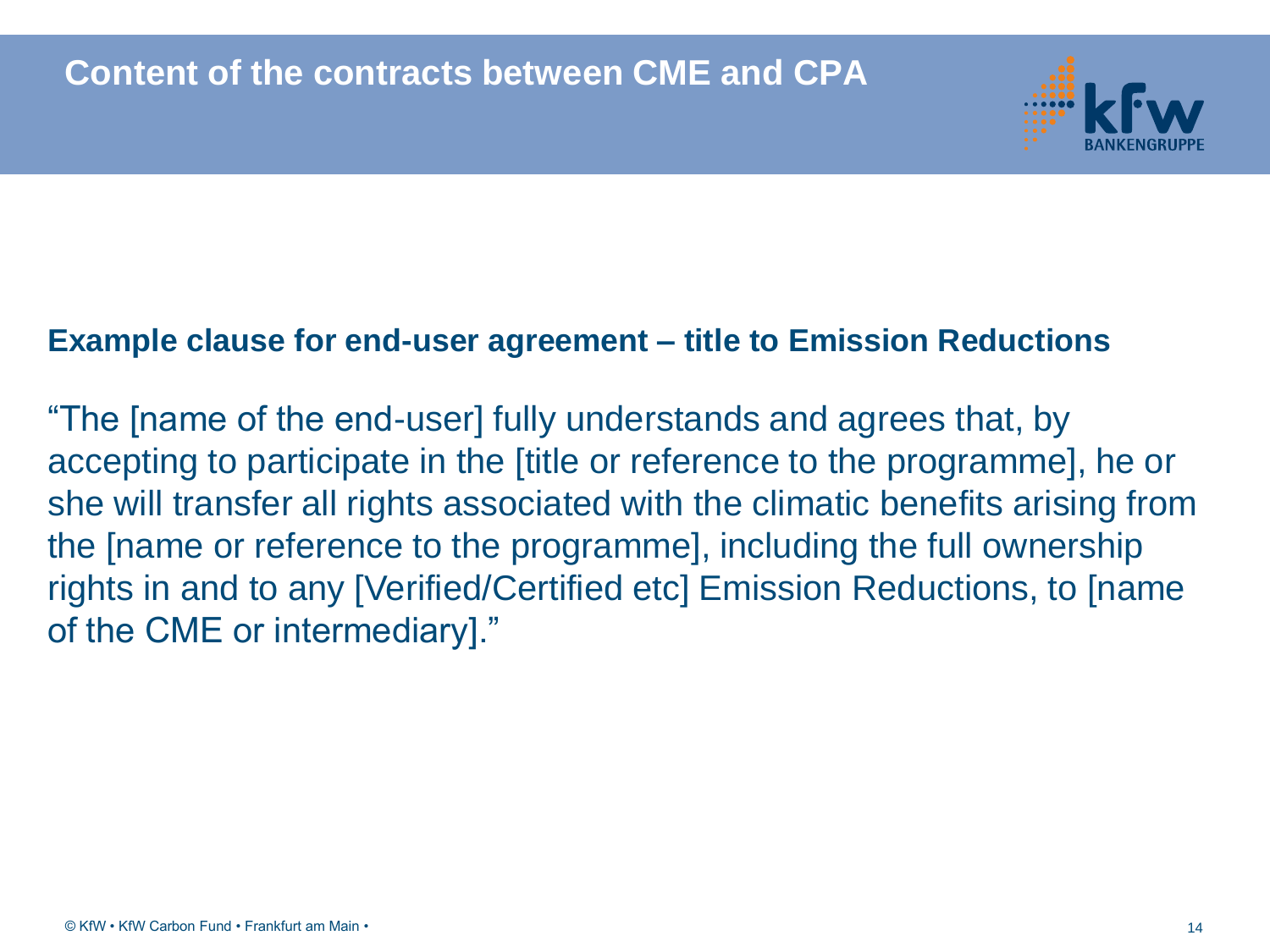# Content of the contracts between CME and CPA

**Example clause for end-user agreement – title to Emission Reductions**

"The [name of the end-user] fully understands and agrees that, by accepting to participate in the [title or reference to the programme], he or she will transfer all rights associated with the climatic benefits arising from the [name or reference to the programme], including the full ownership rights in and to any [Verified/Certified etc] Emission Reductions, to [name of the CME or intermediary]."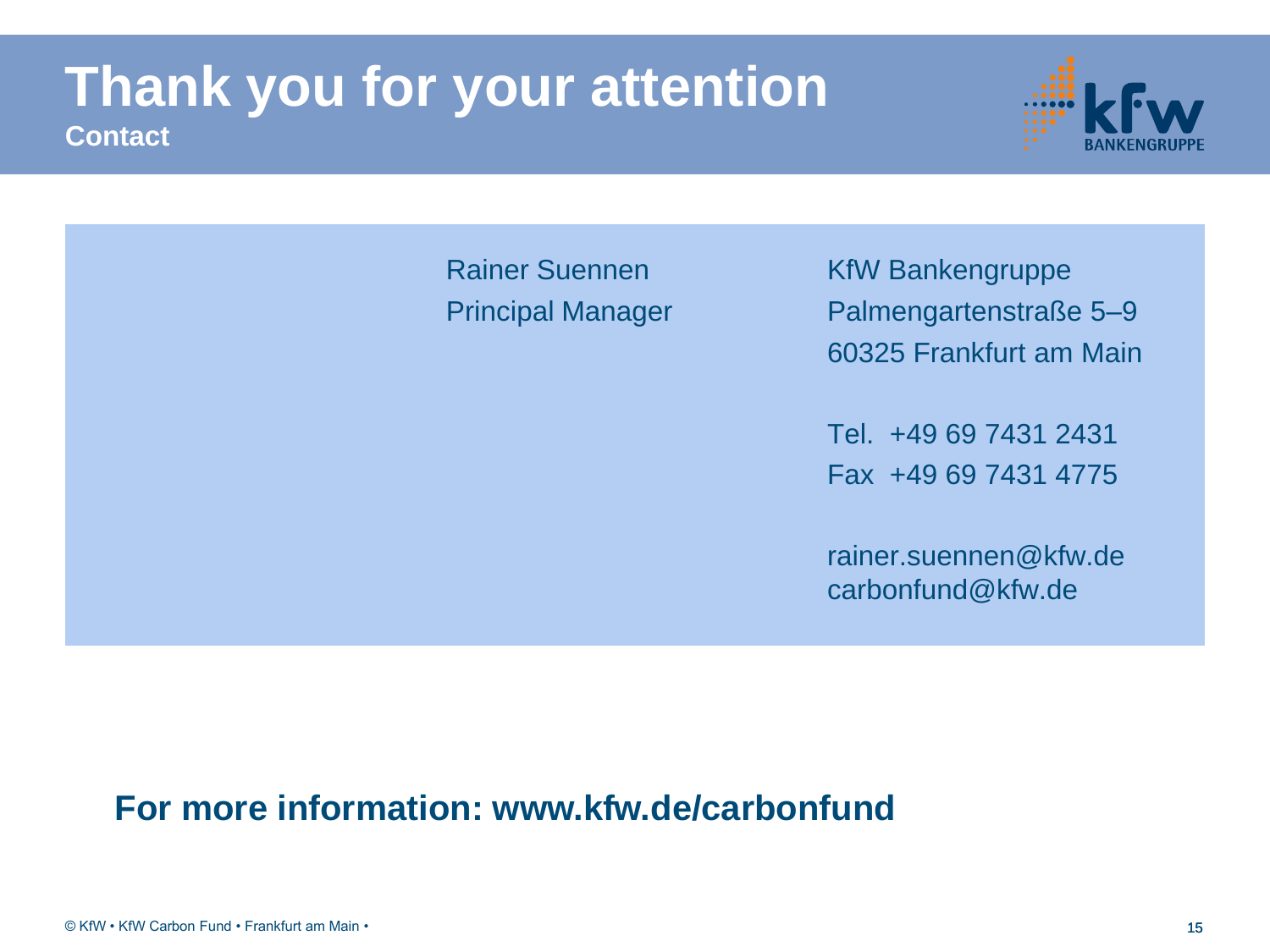# Thank you for your attention

**Contact**

Rainer Suennen
Principal Manager

KfW Bankengruppe
Palmengartenstraße 5–9
60325 Frankfurt am Main

Tel. +49 69 7431 2431
Fax +49 69 7431 4775

rainer.suennen@kfw.de
carbonfund@kfw.de

**For more information: www.kfw.de/carbonfund**